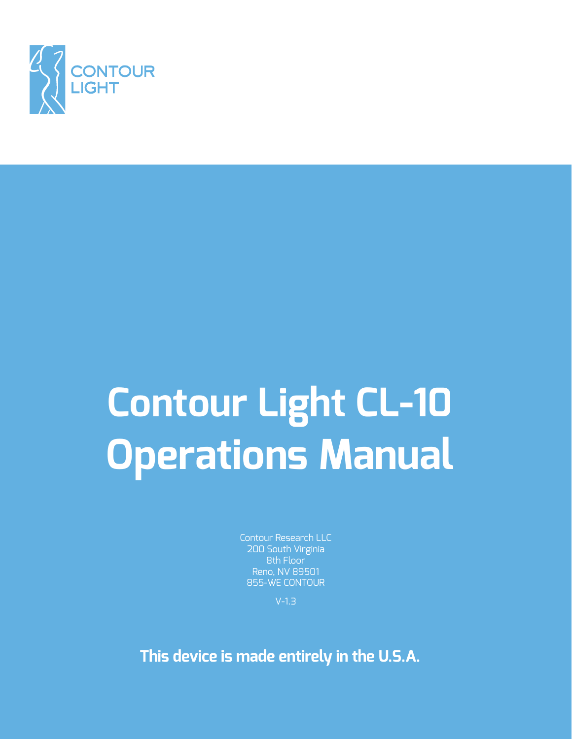CONTOUR LIGHT

# Contour Light CL-10 Operations Manual

Contour Research LLC
200 South Virginia
8th Floor
Reno, NV 89501
855-WE CONTOUR

V-1.3

**This device is made entirely in the U.S.A.**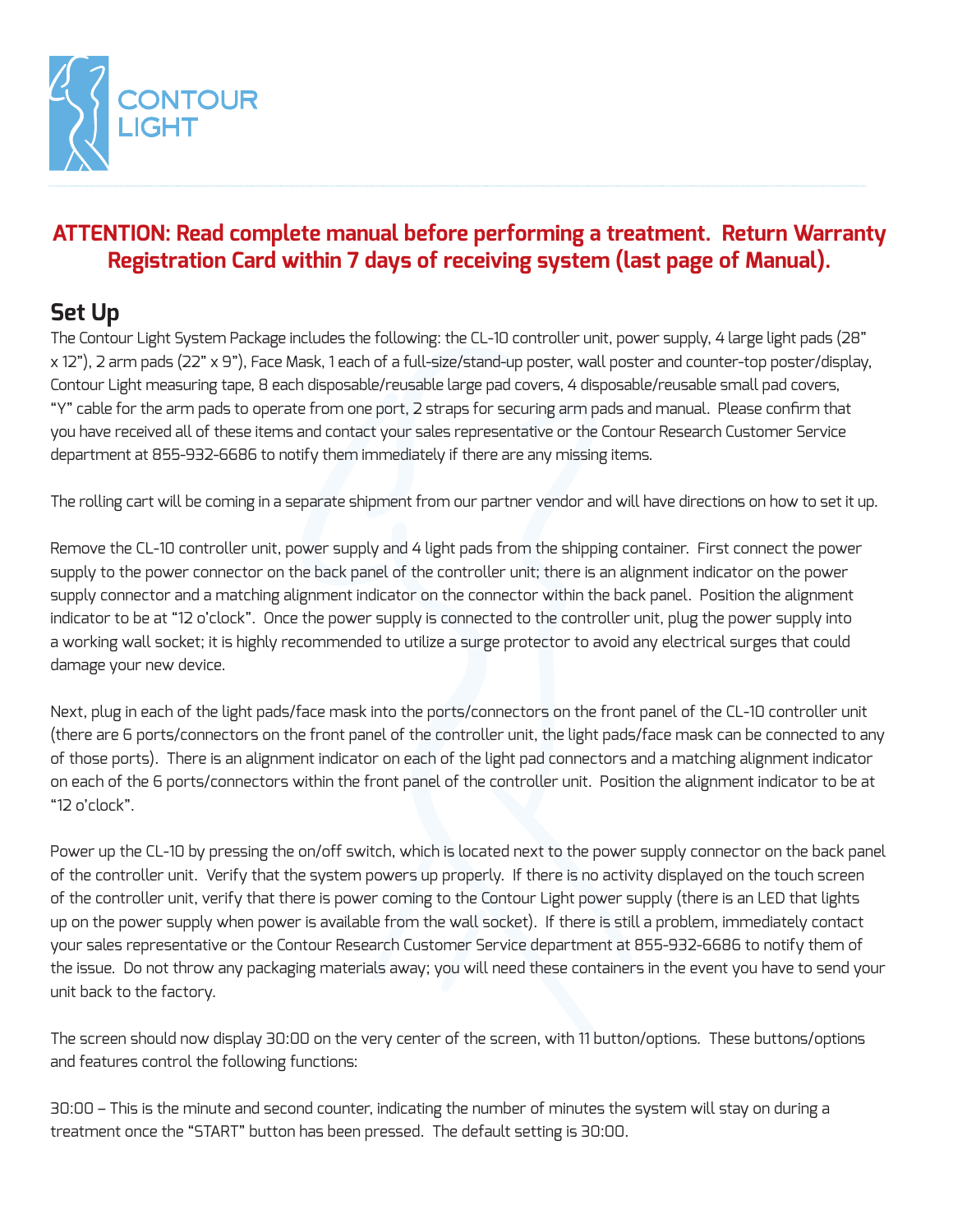CONTOUR LIGHT

**ATTENTION: Read complete manual before performing a treatment. Return Warranty Registration Card within 7 days of receiving system (last page of Manual).**

## Set Up

The Contour Light System Package includes the following: the CL-10 controller unit, power supply, 4 large light pads (28" x 12"), 2 arm pads (22" x 9"), Face Mask, 1 each of a full-size/stand-up poster, wall poster and counter-top poster/display, Contour Light measuring tape, 8 each disposable/reusable large pad covers, 4 disposable/reusable small pad covers, "Y" cable for the arm pads to operate from one port, 2 straps for securing arm pads and manual. Please confirm that you have received all of these items and contact your sales representative or the Contour Research Customer Service department at 855-932-6686 to notify them immediately if there are any missing items.

The rolling cart will be coming in a separate shipment from our partner vendor and will have directions on how to set it up.

Remove the CL-10 controller unit, power supply and 4 light pads from the shipping container. First connect the power supply to the power connector on the back panel of the controller unit; there is an alignment indicator on the power supply connector and a matching alignment indicator on the connector within the back panel. Position the alignment indicator to be at "12 o'clock". Once the power supply is connected to the controller unit, plug the power supply into a working wall socket; it is highly recommended to utilize a surge protector to avoid any electrical surges that could damage your new device.

Next, plug in each of the light pads/face mask into the ports/connectors on the front panel of the CL-10 controller unit (there are 6 ports/connectors on the front panel of the controller unit, the light pads/face mask can be connected to any of those ports). There is an alignment indicator on each of the light pad connectors and a matching alignment indicator on each of the 6 ports/connectors within the front panel of the controller unit. Position the alignment indicator to be at "12 o'clock".

Power up the CL-10 by pressing the on/off switch, which is located next to the power supply connector on the back panel of the controller unit. Verify that the system powers up properly. If there is no activity displayed on the touch screen of the controller unit, verify that there is power coming to the Contour Light power supply (there is an LED that lights up on the power supply when power is available from the wall socket). If there is still a problem, immediately contact your sales representative or the Contour Research Customer Service department at 855-932-6686 to notify them of the issue. Do not throw any packaging materials away; you will need these containers in the event you have to send your unit back to the factory.

The screen should now display 30:00 on the very center of the screen, with 11 button/options. These buttons/options and features control the following functions:

30:00 – This is the minute and second counter, indicating the number of minutes the system will stay on during a treatment once the "START" button has been pressed. The default setting is 30:00.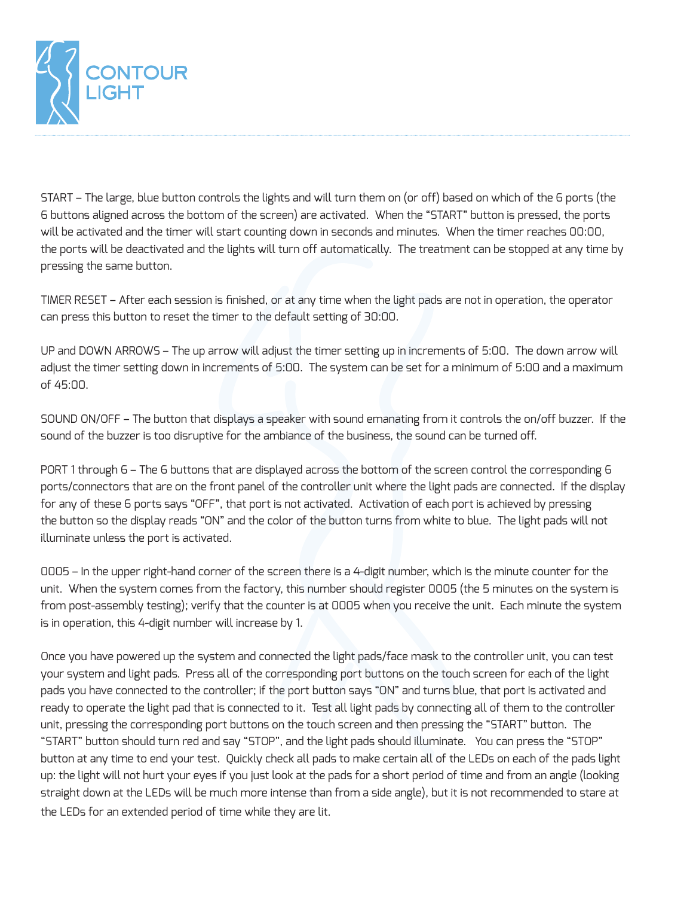START – The large, blue button controls the lights and will turn them on (or off) based on which of the 6 ports (the 6 buttons aligned across the bottom of the screen) are activated. When the "START" button is pressed, the ports will be activated and the timer will start counting down in seconds and minutes. When the timer reaches 00:00, the ports will be deactivated and the lights will turn off automatically. The treatment can be stopped at any time by pressing the same button.

TIMER RESET – After each session is finished, or at any time when the light pads are not in operation, the operator can press this button to reset the timer to the default setting of 30:00.

UP and DOWN ARROWS – The up arrow will adjust the timer setting up in increments of 5:00. The down arrow will adjust the timer setting down in increments of 5:00. The system can be set for a minimum of 5:00 and a maximum of 45:00.

SOUND ON/OFF – The button that displays a speaker with sound emanating from it controls the on/off buzzer. If the sound of the buzzer is too disruptive for the ambiance of the business, the sound can be turned off.

PORT 1 through 6 – The 6 buttons that are displayed across the bottom of the screen control the corresponding 6 ports/connectors that are on the front panel of the controller unit where the light pads are connected. If the display for any of these 6 ports says "OFF", that port is not activated. Activation of each port is achieved by pressing the button so the display reads "ON" and the color of the button turns from white to blue. The light pads will not illuminate unless the port is activated.

0005 – In the upper right-hand corner of the screen there is a 4-digit number, which is the minute counter for the unit. When the system comes from the factory, this number should register 0005 (the 5 minutes on the system is from post-assembly testing); verify that the counter is at 0005 when you receive the unit. Each minute the system is in operation, this 4-digit number will increase by 1.

Once you have powered up the system and connected the light pads/face mask to the controller unit, you can test your system and light pads. Press all of the corresponding port buttons on the touch screen for each of the light pads you have connected to the controller; if the port button says "ON" and turns blue, that port is activated and ready to operate the light pad that is connected to it. Test all light pads by connecting all of them to the controller unit, pressing the corresponding port buttons on the touch screen and then pressing the "START" button. The "START" button should turn red and say "STOP", and the light pads should illuminate. You can press the "STOP" button at any time to end your test. Quickly check all pads to make certain all of the LEDs on each of the pads light up: the light will not hurt your eyes if you just look at the pads for a short period of time and from an angle (looking straight down at the LEDs will be much more intense than from a side angle), but it is not recommended to stare at the LEDs for an extended period of time while they are lit.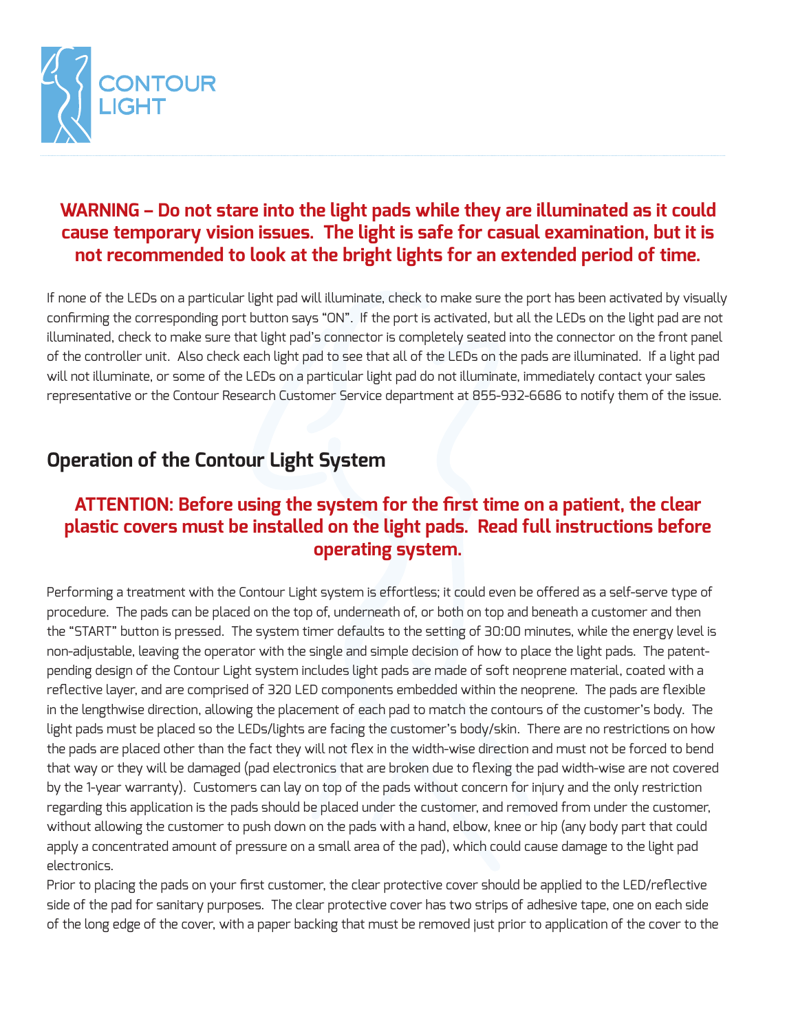**WARNING – Do not stare into the light pads while they are illuminated as it could cause temporary vision issues. The light is safe for casual examination, but it is not recommended to look at the bright lights for an extended period of time.**

If none of the LEDs on a particular light pad will illuminate, check to make sure the port has been activated by visually confirming the corresponding port button says "ON". If the port is activated, but all the LEDs on the light pad are not illuminated, check to make sure that light pad's connector is completely seated into the connector on the front panel of the controller unit. Also check each light pad to see that all of the LEDs on the pads are illuminated. If a light pad will not illuminate, or some of the LEDs on a particular light pad do not illuminate, immediately contact your sales representative or the Contour Research Customer Service department at 855-932-6686 to notify them of the issue.

## Operation of the Contour Light System

**ATTENTION: Before using the system for the first time on a patient, the clear plastic covers must be installed on the light pads. Read full instructions before operating system.**

Performing a treatment with the Contour Light system is effortless; it could even be offered as a self-serve type of procedure. The pads can be placed on the top of, underneath of, or both on top and beneath a customer and then the "START" button is pressed. The system timer defaults to the setting of 30:00 minutes, while the energy level is non-adjustable, leaving the operator with the single and simple decision of how to place the light pads. The patent-pending design of the Contour Light system includes light pads are made of soft neoprene material, coated with a reflective layer, and are comprised of 320 LED components embedded within the neoprene. The pads are flexible in the lengthwise direction, allowing the placement of each pad to match the contours of the customer's body. The light pads must be placed so the LEDs/lights are facing the customer's body/skin. There are no restrictions on how the pads are placed other than the fact they will not flex in the width-wise direction and must not be forced to bend that way or they will be damaged (pad electronics that are broken due to flexing the pad width-wise are not covered by the 1-year warranty). Customers can lay on top of the pads without concern for injury and the only restriction regarding this application is the pads should be placed under the customer, and removed from under the customer, without allowing the customer to push down on the pads with a hand, elbow, knee or hip (any body part that could apply a concentrated amount of pressure on a small area of the pad), which could cause damage to the light pad electronics.

Prior to placing the pads on your first customer, the clear protective cover should be applied to the LED/reflective side of the pad for sanitary purposes. The clear protective cover has two strips of adhesive tape, one on each side of the long edge of the cover, with a paper backing that must be removed just prior to application of the cover to the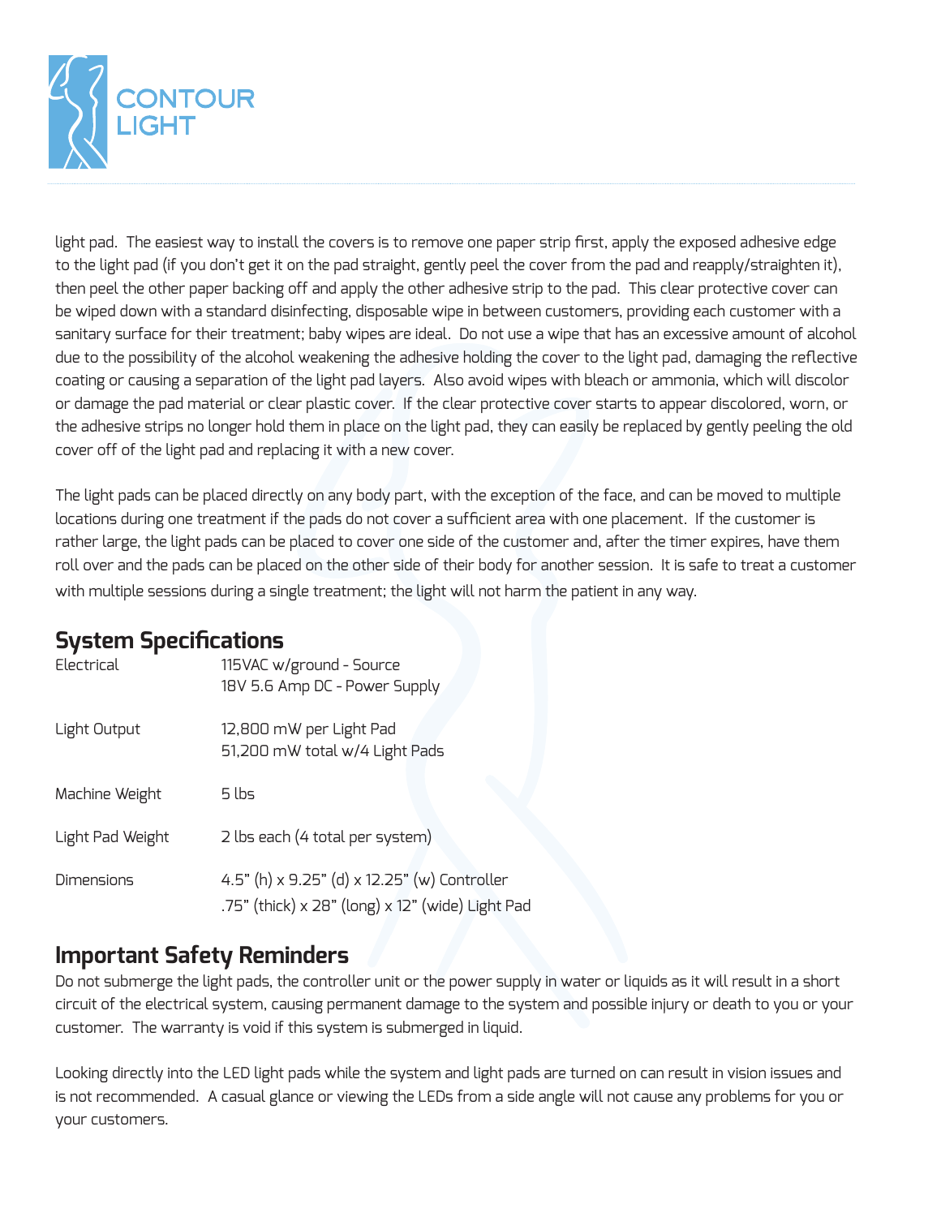light pad. The easiest way to install the covers is to remove one paper strip first, apply the exposed adhesive edge to the light pad (if you don't get it on the pad straight, gently peel the cover from the pad and reapply/straighten it), then peel the other paper backing off and apply the other adhesive strip to the pad. This clear protective cover can be wiped down with a standard disinfecting, disposable wipe in between customers, providing each customer with a sanitary surface for their treatment; baby wipes are ideal. Do not use a wipe that has an excessive amount of alcohol due to the possibility of the alcohol weakening the adhesive holding the cover to the light pad, damaging the reflective coating or causing a separation of the light pad layers. Also avoid wipes with bleach or ammonia, which will discolor or damage the pad material or clear plastic cover. If the clear protective cover starts to appear discolored, worn, or the adhesive strips no longer hold them in place on the light pad, they can easily be replaced by gently peeling the old cover off of the light pad and replacing it with a new cover.

The light pads can be placed directly on any body part, with the exception of the face, and can be moved to multiple locations during one treatment if the pads do not cover a sufficient area with one placement. If the customer is rather large, the light pads can be placed to cover one side of the customer and, after the timer expires, have them roll over and the pads can be placed on the other side of their body for another session. It is safe to treat a customer with multiple sessions during a single treatment; the light will not harm the patient in any way.

## System Specifications

| | |
|---|---|
| Electrical | 115VAC w/ground - Source<br>18V 5.6 Amp DC - Power Supply |
| Light Output | 12,800 mW per Light Pad<br>51,200 mW total w/4 Light Pads |
| Machine Weight | 5 lbs |
| Light Pad Weight | 2 lbs each (4 total per system) |
| Dimensions | 4.5" (h) x 9.25" (d) x 12.25" (w) Controller<br>.75" (thick) x 28" (long) x 12" (wide) Light Pad |

## Important Safety Reminders

Do not submerge the light pads, the controller unit or the power supply in water or liquids as it will result in a short circuit of the electrical system, causing permanent damage to the system and possible injury or death to you or your customer. The warranty is void if this system is submerged in liquid.

Looking directly into the LED light pads while the system and light pads are turned on can result in vision issues and is not recommended. A casual glance or viewing the LEDs from a side angle will not cause any problems for you or your customers.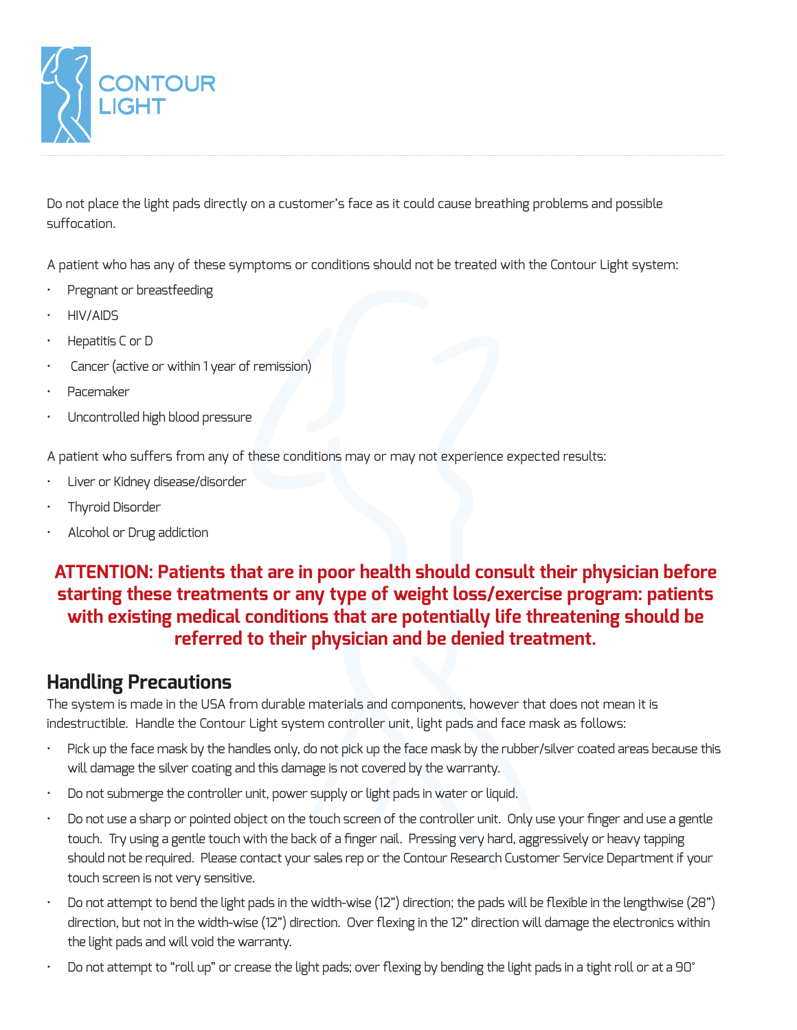Do not place the light pads directly on a customer's face as it could cause breathing problems and possible suffocation.

A patient who has any of these symptoms or conditions should not be treated with the Contour Light system:

- Pregnant or breastfeeding
- HIV/AIDS
- Hepatitis C or D
- Cancer (active or within 1 year of remission)
- Pacemaker
- Uncontrolled high blood pressure

A patient who suffers from any of these conditions may or may not experience expected results:

- Liver or Kidney disease/disorder
- Thyroid Disorder
- Alcohol or Drug addiction

**ATTENTION: Patients that are in poor health should consult their physician before starting these treatments or any type of weight loss/exercise program: patients with existing medical conditions that are potentially life threatening should be referred to their physician and be denied treatment.**

## Handling Precautions

The system is made in the USA from durable materials and components, however that does not mean it is indestructible. Handle the Contour Light system controller unit, light pads and face mask as follows:

- Pick up the face mask by the handles only, do not pick up the face mask by the rubber/silver coated areas because this will damage the silver coating and this damage is not covered by the warranty.
- Do not submerge the controller unit, power supply or light pads in water or liquid.
- Do not use a sharp or pointed object on the touch screen of the controller unit. Only use your finger and use a gentle touch. Try using a gentle touch with the back of a finger nail. Pressing very hard, aggressively or heavy tapping should not be required. Please contact your sales rep or the Contour Research Customer Service Department if your touch screen is not very sensitive.
- Do not attempt to bend the light pads in the width-wise (12") direction; the pads will be flexible in the lengthwise (28") direction, but not in the width-wise (12") direction. Over flexing in the 12" direction will damage the electronics within the light pads and will void the warranty.
- Do not attempt to "roll up" or crease the light pads; over flexing by bending the light pads in a tight roll or at a 90°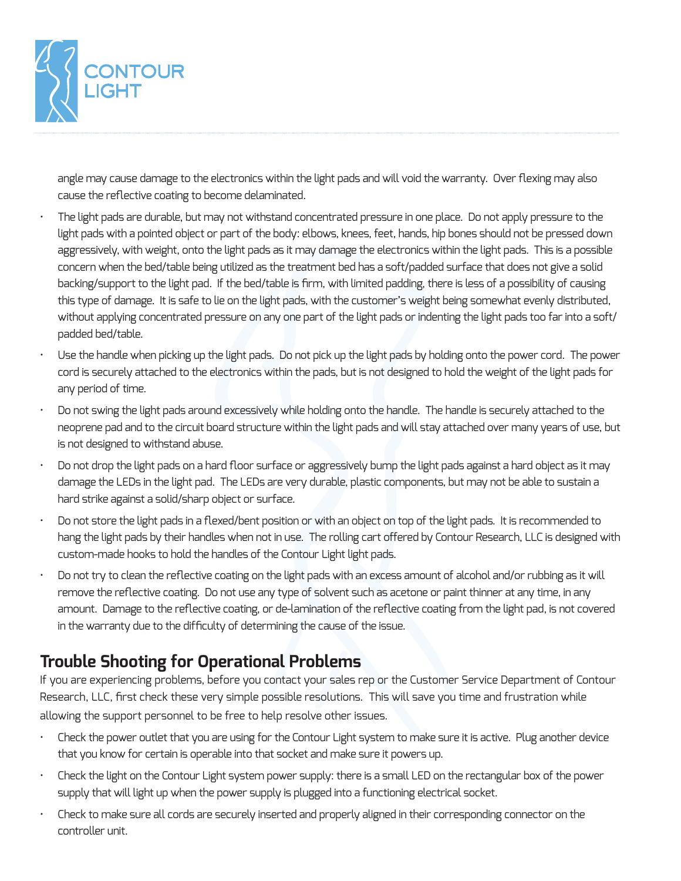angle may cause damage to the electronics within the light pads and will void the warranty. Over flexing may also cause the reflective coating to become delaminated.

- The light pads are durable, but may not withstand concentrated pressure in one place. Do not apply pressure to the light pads with a pointed object or part of the body: elbows, knees, feet, hands, hip bones should not be pressed down aggressively, with weight, onto the light pads as it may damage the electronics within the light pads. This is a possible concern when the bed/table being utilized as the treatment bed has a soft/padded surface that does not give a solid backing/support to the light pad. If the bed/table is firm, with limited padding, there is less of a possibility of causing this type of damage. It is safe to lie on the light pads, with the customer's weight being somewhat evenly distributed, without applying concentrated pressure on any one part of the light pads or indenting the light pads too far into a soft/padded bed/table.
- Use the handle when picking up the light pads. Do not pick up the light pads by holding onto the power cord. The power cord is securely attached to the electronics within the pads, but is not designed to hold the weight of the light pads for any period of time.
- Do not swing the light pads around excessively while holding onto the handle. The handle is securely attached to the neoprene pad and to the circuit board structure within the light pads and will stay attached over many years of use, but is not designed to withstand abuse.
- Do not drop the light pads on a hard floor surface or aggressively bump the light pads against a hard object as it may damage the LEDs in the light pad. The LEDs are very durable, plastic components, but may not be able to sustain a hard strike against a solid/sharp object or surface.
- Do not store the light pads in a flexed/bent position or with an object on top of the light pads. It is recommended to hang the light pads by their handles when not in use. The rolling cart offered by Contour Research, LLC is designed with custom-made hooks to hold the handles of the Contour Light light pads.
- Do not try to clean the reflective coating on the light pads with an excess amount of alcohol and/or rubbing as it will remove the reflective coating. Do not use any type of solvent such as acetone or paint thinner at any time, in any amount. Damage to the reflective coating, or de-lamination of the reflective coating from the light pad, is not covered in the warranty due to the difficulty of determining the cause of the issue.

## Trouble Shooting for Operational Problems

If you are experiencing problems, before you contact your sales rep or the Customer Service Department of Contour Research, LLC, first check these very simple possible resolutions. This will save you time and frustration while allowing the support personnel to be free to help resolve other issues.

- Check the power outlet that you are using for the Contour Light system to make sure it is active. Plug another device that you know for certain is operable into that socket and make sure it powers up.
- Check the light on the Contour Light system power supply: there is a small LED on the rectangular box of the power supply that will light up when the power supply is plugged into a functioning electrical socket.
- Check to make sure all cords are securely inserted and properly aligned in their corresponding connector on the controller unit.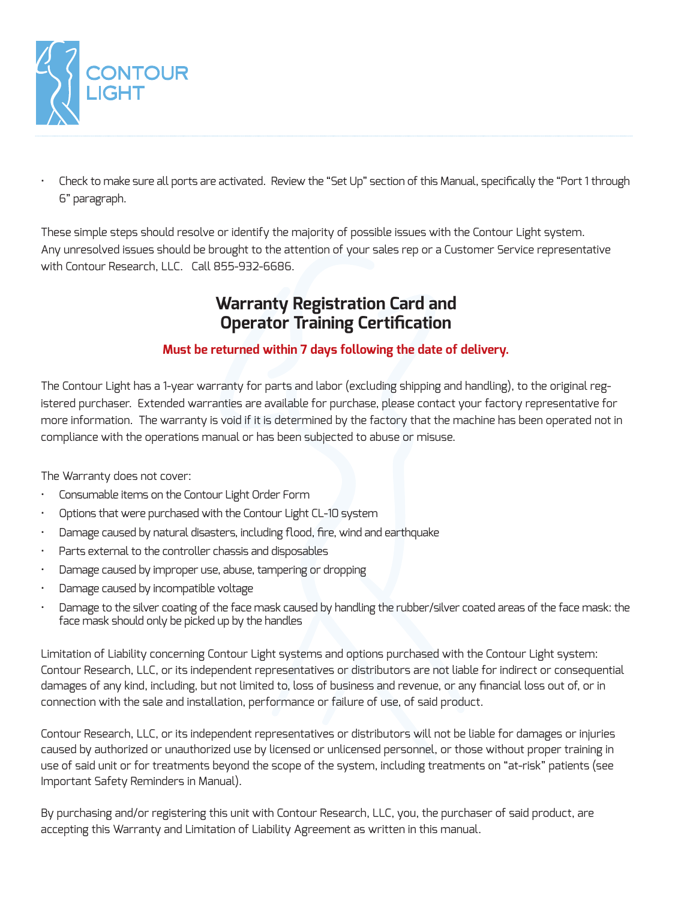- Check to make sure all ports are activated. Review the "Set Up" section of this Manual, specifically the "Port 1 through 6" paragraph.

These simple steps should resolve or identify the majority of possible issues with the Contour Light system. Any unresolved issues should be brought to the attention of your sales rep or a Customer Service representative with Contour Research, LLC. Call 855-932-6686.

## Warranty Registration Card and Operator Training Certification

**Must be returned within 7 days following the date of delivery.**

The Contour Light has a 1-year warranty for parts and labor (excluding shipping and handling), to the original registered purchaser. Extended warranties are available for purchase, please contact your factory representative for more information. The warranty is void if it is determined by the factory that the machine has been operated not in compliance with the operations manual or has been subjected to abuse or misuse.

The Warranty does not cover:

- Consumable items on the Contour Light Order Form
- Options that were purchased with the Contour Light CL-10 system
- Damage caused by natural disasters, including flood, fire, wind and earthquake
- Parts external to the controller chassis and disposables
- Damage caused by improper use, abuse, tampering or dropping
- Damage caused by incompatible voltage
- Damage to the silver coating of the face mask caused by handling the rubber/silver coated areas of the face mask: the face mask should only be picked up by the handles

Limitation of Liability concerning Contour Light systems and options purchased with the Contour Light system: Contour Research, LLC, or its independent representatives or distributors are not liable for indirect or consequential damages of any kind, including, but not limited to, loss of business and revenue, or any financial loss out of, or in connection with the sale and installation, performance or failure of use, of said product.

Contour Research, LLC, or its independent representatives or distributors will not be liable for damages or injuries caused by authorized or unauthorized use by licensed or unlicensed personnel, or those without proper training in use of said unit or for treatments beyond the scope of the system, including treatments on "at-risk" patients (see Important Safety Reminders in Manual).

By purchasing and/or registering this unit with Contour Research, LLC, you, the purchaser of said product, are accepting this Warranty and Limitation of Liability Agreement as written in this manual.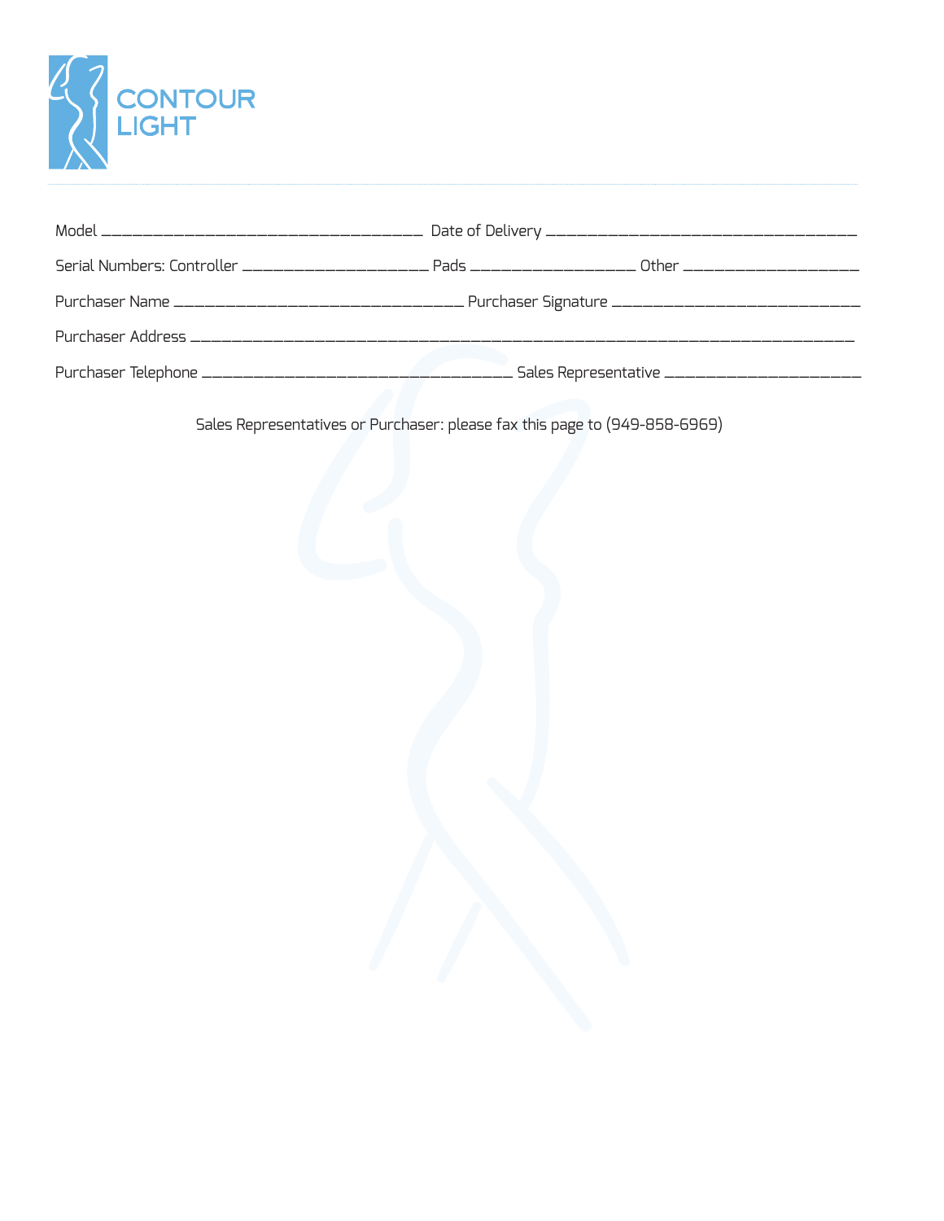CONTOUR LIGHT

Model ______________________________________ Date of Delivery ____________________________________

Serial Numbers: Controller ______________________ Pads ___________________ Other ____________________

Purchaser Name __________________________________ Purchaser Signature ____________________________

Purchaser Address ____________________________________________________________________________

Purchaser Telephone ____________________________________ Sales Representative _______________________

Sales Representatives or Purchaser: please fax this page to (949-858-6969)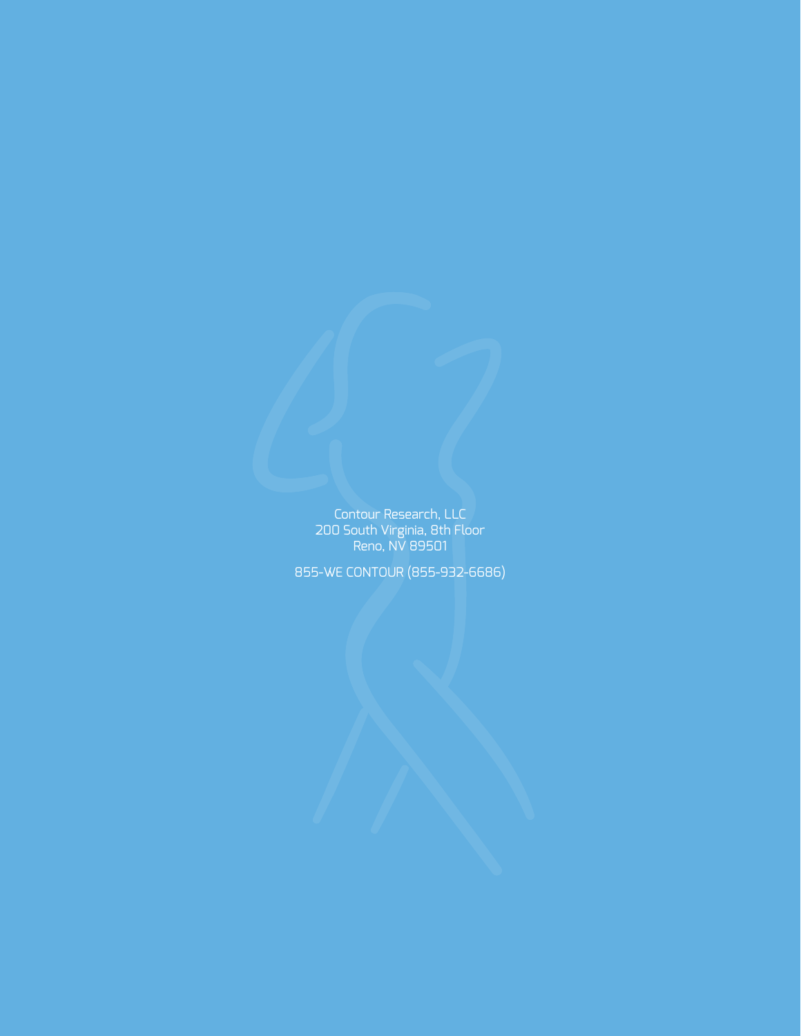Contour Research, LLC
200 South Virginia, 8th Floor
Reno, NV 89501

855-WE CONTOUR (855-932-6686)